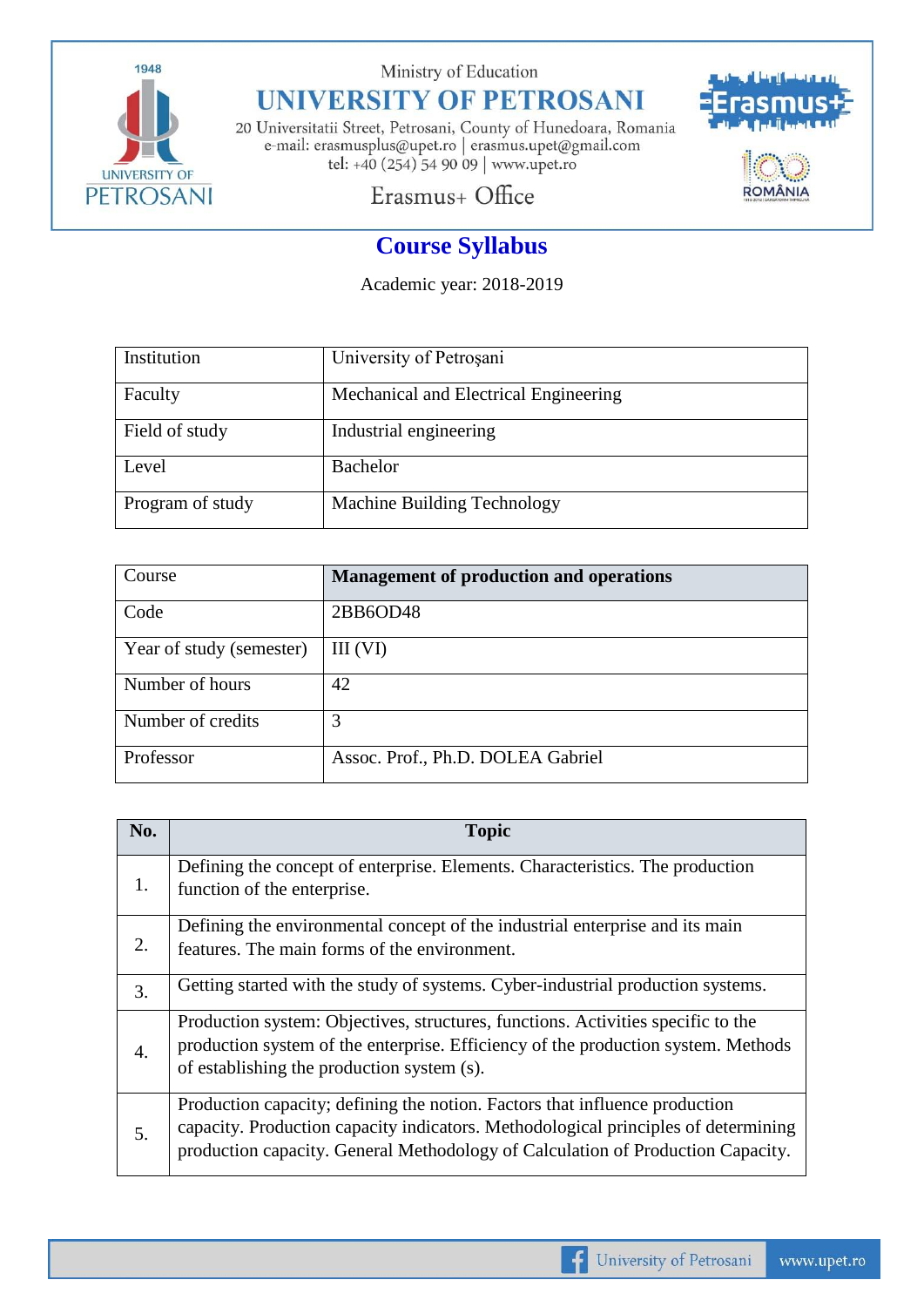Ministry of Education

# UNIVERSITY OF PETROSANI

20 Universitatii Street, Petrosani, County of Hunedoara, Romania
e-mail: erasmusplus@upet.ro | erasmus.upet@gmail.com
tel: +40 (254) 54 90 09 | www.upet.ro

Erasmus+ Office

## Course Syllabus

Academic year: 2018-2019

| | |
|---|---|
| Institution | University of Petroşani |
| Faculty | Mechanical and Electrical Engineering |
| Field of study | Industrial engineering |
| Level | Bachelor |
| Program of study | Machine Building Technology |

| Course | **Management of production and operations** |
|---|---|
| Code | 2BB6OD48 |
| Year of study (semester) | III (VI) |
| Number of hours | 42 |
| Number of credits | 3 |
| Professor | Assoc. Prof., Ph.D. DOLEA Gabriel |

| No. | Topic |
|---|---|
| 1. | Defining the concept of enterprise. Elements. Characteristics. The production function of the enterprise. |
| 2. | Defining the environmental concept of the industrial enterprise and its main features. The main forms of the environment. |
| 3. | Getting started with the study of systems. Cyber-industrial production systems. |
| 4. | Production system: Objectives, structures, functions. Activities specific to the production system of the enterprise. Efficiency of the production system. Methods of establishing the production system (s). |
| 5. | Production capacity; defining the notion. Factors that influence production capacity. Production capacity indicators. Methodological principles of determining production capacity. General Methodology of Calculation of Production Capacity. |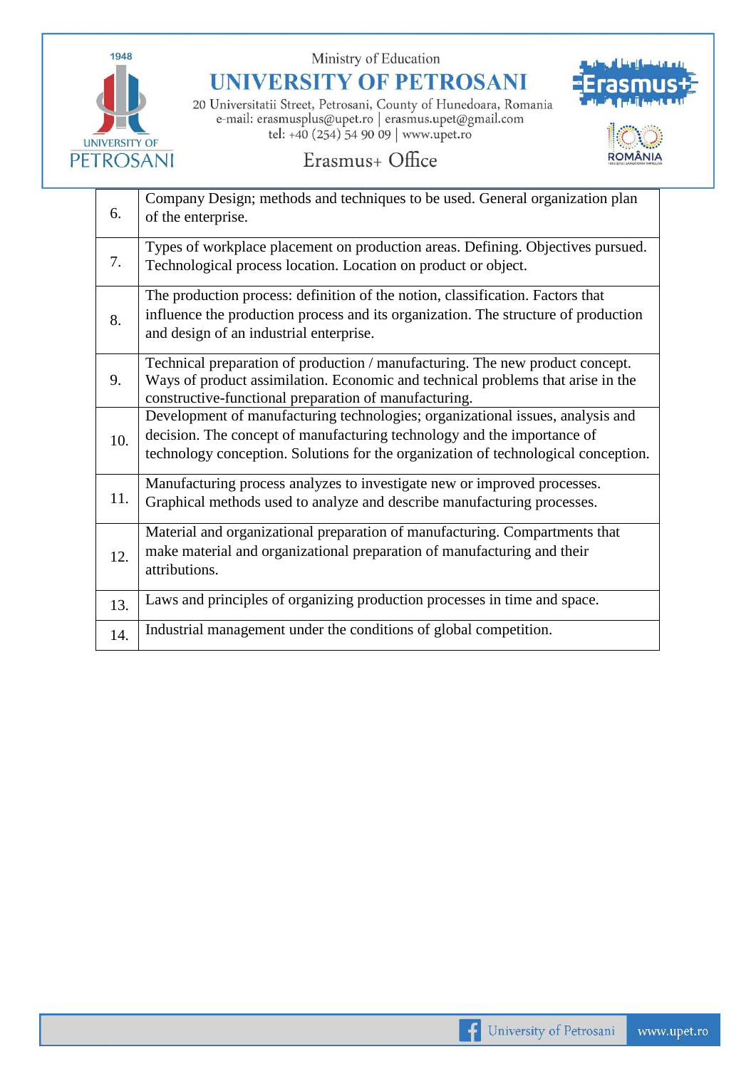| | |
|---|---|
| 6. | Company Design; methods and techniques to be used. General organization plan of the enterprise. |
| 7. | Types of workplace placement on production areas. Defining. Objectives pursued. Technological process location. Location on product or object. |
| 8. | The production process: definition of the notion, classification. Factors that influence the production process and its organization. The structure of production and design of an industrial enterprise. |
| 9. | Technical preparation of production / manufacturing. The new product concept. Ways of product assimilation. Economic and technical problems that arise in the constructive-functional preparation of manufacturing. |
| 10. | Development of manufacturing technologies; organizational issues, analysis and decision. The concept of manufacturing technology and the importance of technology conception. Solutions for the organization of technological conception. |
| 11. | Manufacturing process analyzes to investigate new or improved processes. Graphical methods used to analyze and describe manufacturing processes. |
| 12. | Material and organizational preparation of manufacturing. Compartments that make material and organizational preparation of manufacturing and their attributions. |
| 13. | Laws and principles of organizing production processes in time and space. |
| 14. | Industrial management under the conditions of global competition. |